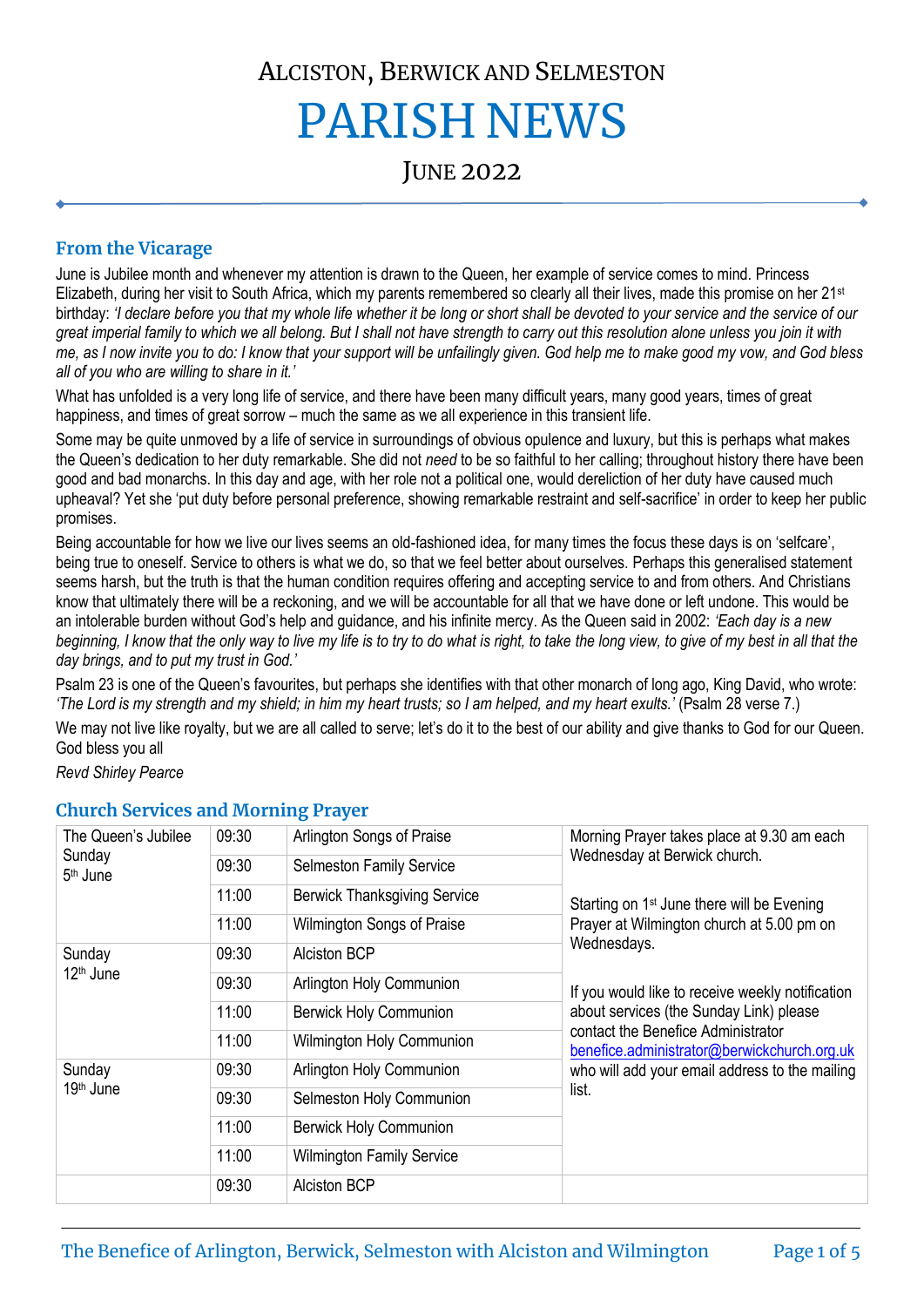# ALCISTON, BERWICK AND SELMESTON

# PARISH NEWS

## JUNE 2022

## From the Vicarage

June is Jubilee month and whenever my attention is drawn to the Queen, her example of service comes to mind. Princess Elizabeth, during her visit to South Africa, which my parents remembered so clearly all their lives, made this promise on her 21st birthday: *'I declare before you that my whole life whether it be long or short shall be devoted to your service and the service of our great imperial family to which we all belong. But I shall not have strength to carry out this resolution alone unless you join it with me, as I now invite you to do: I know that your support will be unfailingly given. God help me to make good my vow, and God bless all of you who are willing to share in it.'*

What has unfolded is a very long life of service, and there have been many difficult years, many good years, times of great happiness, and times of great sorrow – much the same as we all experience in this transient life.

Some may be quite unmoved by a life of service in surroundings of obvious opulence and luxury, but this is perhaps what makes the Queen's dedication to her duty remarkable. She did not *need* to be so faithful to her calling; throughout history there have been good and bad monarchs. In this day and age, with her role not a political one, would dereliction of her duty have caused much upheaval? Yet she 'put duty before personal preference, showing remarkable restraint and self-sacrifice' in order to keep her public promises.

Being accountable for how we live our lives seems an old-fashioned idea, for many times the focus these days is on 'selfcare', being true to oneself. Service to others is what we do, so that we feel better about ourselves. Perhaps this generalised statement seems harsh, but the truth is that the human condition requires offering and accepting service to and from others. And Christians know that ultimately there will be a reckoning, and we will be accountable for all that we have done or left undone. This would be an intolerable burden without God's help and guidance, and his infinite mercy. As the Queen said in 2002: *'Each day is a new beginning, I know that the only way to live my life is to try to do what is right, to take the long view, to give of my best in all that the day brings, and to put my trust in God.'*

Psalm 23 is one of the Queen's favourites, but perhaps she identifies with that other monarch of long ago, King David, who wrote: *'The Lord is my strength and my shield; in him my heart trusts; so I am helped, and my heart exults.'* (Psalm 28 verse 7.)

We may not live like royalty, but we are all called to serve; let's do it to the best of our ability and give thanks to God for our Queen. God bless you all

*Revd Shirley Pearce*

## Church Services and Morning Prayer

| | | | |
|---|---|---|---|
| The Queen's Jubilee Sunday 5th June | 09:30 | Arlington Songs of Praise | Morning Prayer takes place at 9.30 am each Wednesday at Berwick church.<br><br>Starting on 1st June there will be Evening Prayer at Wilmington church at 5.00 pm on Wednesdays.<br><br>If you would like to receive weekly notification about services (the Sunday Link) please contact the Benefice Administrator benefice.administrator@berwickchurch.org.uk who will add your email address to the mailing list. |
| | 09:30 | Selmeston Family Service | |
| | 11:00 | Berwick Thanksgiving Service | |
| | 11:00 | Wilmington Songs of Praise | |
| Sunday 12th June | 09:30 | Alciston BCP | |
| | 09:30 | Arlington Holy Communion | |
| | 11:00 | Berwick Holy Communion | |
| | 11:00 | Wilmington Holy Communion | |
| Sunday 19th June | 09:30 | Arlington Holy Communion | |
| | 09:30 | Selmeston Holy Communion | |
| | 11:00 | Berwick Holy Communion | |
| | 11:00 | Wilmington Family Service | |
| | 09:30 | Alciston BCP | |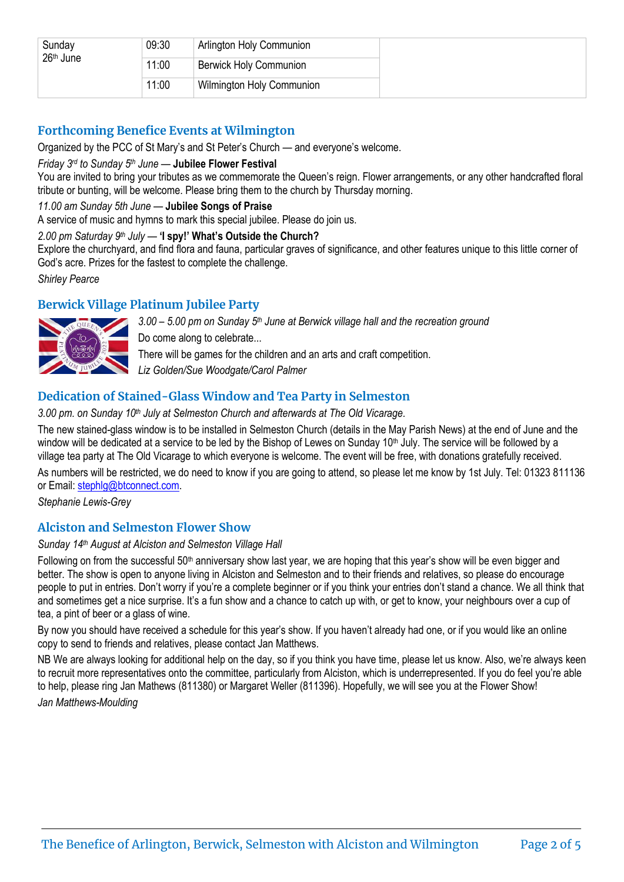| Sunday 26th June | 09:30 | Arlington Holy Communion | |
|---|---|---|---|
| | 11:00 | Berwick Holy Communion | |
| | 11:00 | Wilmington Holy Communion | |

## Forthcoming Benefice Events at Wilmington

Organized by the PCC of St Mary's and St Peter's Church — and everyone's welcome.

*Friday 3rd to Sunday 5th June* — **Jubilee Flower Festival**

You are invited to bring your tributes as we commemorate the Queen's reign. Flower arrangements, or any other handcrafted floral tribute or bunting, will be welcome. Please bring them to the church by Thursday morning.

*11.00 am Sunday 5th June* — **Jubilee Songs of Praise**

A service of music and hymns to mark this special jubilee. Please do join us.

*2.00 pm Saturday 9th July* — **'I spy!' What's Outside the Church?**

Explore the churchyard, and find flora and fauna, particular graves of significance, and other features unique to this little corner of God's acre. Prizes for the fastest to complete the challenge.

*Shirley Pearce*

## Berwick Village Platinum Jubilee Party

*3.00 – 5.00 pm on Sunday 5th June at Berwick village hall and the recreation ground*

Do come along to celebrate...

There will be games for the children and an arts and craft competition.

*Liz Golden/Sue Woodgate/Carol Palmer*

## Dedication of Stained-Glass Window and Tea Party in Selmeston

*3.00 pm. on Sunday 10th July at Selmeston Church and afterwards at The Old Vicarage.*

The new stained-glass window is to be installed in Selmeston Church (details in the May Parish News) at the end of June and the window will be dedicated at a service to be led by the Bishop of Lewes on Sunday 10th July. The service will be followed by a village tea party at The Old Vicarage to which everyone is welcome. The event will be free, with donations gratefully received.

As numbers will be restricted, we do need to know if you are going to attend, so please let me know by 1st July. Tel: 01323 811136 or Email: stephlg@btconnect.com.

*Stephanie Lewis-Grey*

## Alciston and Selmeston Flower Show

*Sunday 14th August at Alciston and Selmeston Village Hall*

Following on from the successful 50th anniversary show last year, we are hoping that this year's show will be even bigger and better. The show is open to anyone living in Alciston and Selmeston and to their friends and relatives, so please do encourage people to put in entries. Don't worry if you're a complete beginner or if you think your entries don't stand a chance. We all think that and sometimes get a nice surprise. It's a fun show and a chance to catch up with, or get to know, your neighbours over a cup of tea, a pint of beer or a glass of wine.

By now you should have received a schedule for this year's show. If you haven't already had one, or if you would like an online copy to send to friends and relatives, please contact Jan Matthews.

NB We are always looking for additional help on the day, so if you think you have time, please let us know. Also, we're always keen to recruit more representatives onto the committee, particularly from Alciston, which is underrepresented. If you do feel you're able to help, please ring Jan Mathews (811380) or Margaret Weller (811396). Hopefully, we will see you at the Flower Show!

*Jan Matthews-Moulding*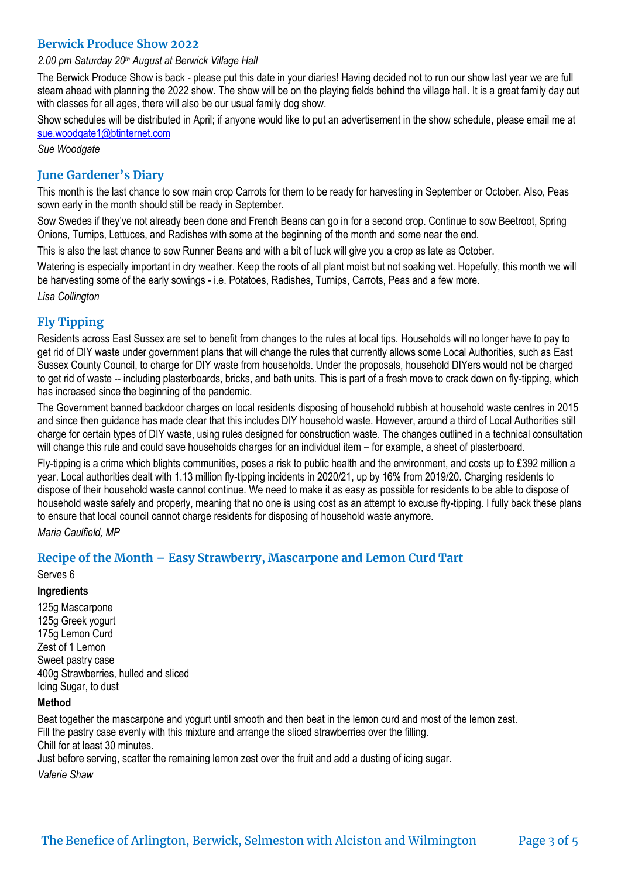## Berwick Produce Show 2022

*2.00 pm Saturday 20th August at Berwick Village Hall*

The Berwick Produce Show is back - please put this date in your diaries! Having decided not to run our show last year we are full steam ahead with planning the 2022 show. The show will be on the playing fields behind the village hall. It is a great family day out with classes for all ages, there will also be our usual family dog show.

Show schedules will be distributed in April; if anyone would like to put an advertisement in the show schedule, please email me at sue.woodgate1@btinternet.com

*Sue Woodgate*

## June Gardener's Diary

This month is the last chance to sow main crop Carrots for them to be ready for harvesting in September or October. Also, Peas sown early in the month should still be ready in September.

Sow Swedes if they've not already been done and French Beans can go in for a second crop. Continue to sow Beetroot, Spring Onions, Turnips, Lettuces, and Radishes with some at the beginning of the month and some near the end.

This is also the last chance to sow Runner Beans and with a bit of luck will give you a crop as late as October.

Watering is especially important in dry weather. Keep the roots of all plant moist but not soaking wet. Hopefully, this month we will be harvesting some of the early sowings - i.e. Potatoes, Radishes, Turnips, Carrots, Peas and a few more.

*Lisa Collington*

## Fly Tipping

Residents across East Sussex are set to benefit from changes to the rules at local tips. Households will no longer have to pay to get rid of DIY waste under government plans that will change the rules that currently allows some Local Authorities, such as East Sussex County Council, to charge for DIY waste from households. Under the proposals, household DIYers would not be charged to get rid of waste -- including plasterboards, bricks, and bath units. This is part of a fresh move to crack down on fly-tipping, which has increased since the beginning of the pandemic.

The Government banned backdoor charges on local residents disposing of household rubbish at household waste centres in 2015 and since then guidance has made clear that this includes DIY household waste. However, around a third of Local Authorities still charge for certain types of DIY waste, using rules designed for construction waste. The changes outlined in a technical consultation will change this rule and could save households charges for an individual item – for example, a sheet of plasterboard.

Fly-tipping is a crime which blights communities, poses a risk to public health and the environment, and costs up to £392 million a year. Local authorities dealt with 1.13 million fly-tipping incidents in 2020/21, up by 16% from 2019/20. Charging residents to dispose of their household waste cannot continue. We need to make it as easy as possible for residents to be able to dispose of household waste safely and properly, meaning that no one is using cost as an attempt to excuse fly-tipping. I fully back these plans to ensure that local council cannot charge residents for disposing of household waste anymore.

*Maria Caulfield, MP*

## Recipe of the Month – Easy Strawberry, Mascarpone and Lemon Curd Tart

Serves 6

**Ingredients**

125g Mascarpone  
125g Greek yogurt  
175g Lemon Curd  
Zest of 1 Lemon  
Sweet pastry case  
400g Strawberries, hulled and sliced  
Icing Sugar, to dust

**Method**

Beat together the mascarpone and yogurt until smooth and then beat in the lemon curd and most of the lemon zest.  
Fill the pastry case evenly with this mixture and arrange the sliced strawberries over the filling.  
Chill for at least 30 minutes.  
Just before serving, scatter the remaining lemon zest over the fruit and add a dusting of icing sugar.

*Valerie Shaw*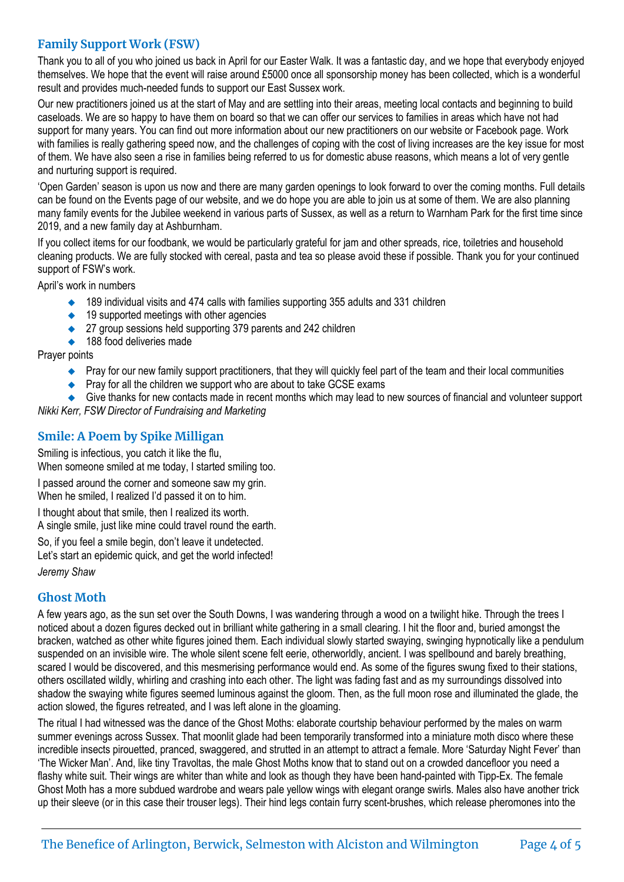## Family Support Work (FSW)

Thank you to all of you who joined us back in April for our Easter Walk. It was a fantastic day, and we hope that everybody enjoyed themselves. We hope that the event will raise around £5000 once all sponsorship money has been collected, which is a wonderful result and provides much-needed funds to support our East Sussex work.

Our new practitioners joined us at the start of May and are settling into their areas, meeting local contacts and beginning to build caseloads. We are so happy to have them on board so that we can offer our services to families in areas which have not had support for many years. You can find out more information about our new practitioners on our website or Facebook page. Work with families is really gathering speed now, and the challenges of coping with the cost of living increases are the key issue for most of them. We have also seen a rise in families being referred to us for domestic abuse reasons, which means a lot of very gentle and nurturing support is required.

'Open Garden' season is upon us now and there are many garden openings to look forward to over the coming months. Full details can be found on the Events page of our website, and we do hope you are able to join us at some of them. We are also planning many family events for the Jubilee weekend in various parts of Sussex, as well as a return to Warnham Park for the first time since 2019, and a new family day at Ashburnham.

If you collect items for our foodbank, we would be particularly grateful for jam and other spreads, rice, toiletries and household cleaning products. We are fully stocked with cereal, pasta and tea so please avoid these if possible. Thank you for your continued support of FSW's work.

April's work in numbers

- 189 individual visits and 474 calls with families supporting 355 adults and 331 children
- 19 supported meetings with other agencies
- 27 group sessions held supporting 379 parents and 242 children
- 188 food deliveries made

Prayer points

- Pray for our new family support practitioners, that they will quickly feel part of the team and their local communities
- Pray for all the children we support who are about to take GCSE exams
- Give thanks for new contacts made in recent months which may lead to new sources of financial and volunteer support

*Nikki Kerr, FSW Director of Fundraising and Marketing*

## Smile: A Poem by Spike Milligan

Smiling is infectious, you catch it like the flu,
When someone smiled at me today, I started smiling too.

I passed around the corner and someone saw my grin.
When he smiled, I realized I'd passed it on to him.

I thought about that smile, then I realized its worth.
A single smile, just like mine could travel round the earth.

So, if you feel a smile begin, don't leave it undetected.
Let's start an epidemic quick, and get the world infected!

*Jeremy Shaw*

## Ghost Moth

A few years ago, as the sun set over the South Downs, I was wandering through a wood on a twilight hike. Through the trees I noticed about a dozen figures decked out in brilliant white gathering in a small clearing. I hit the floor and, buried amongst the bracken, watched as other white figures joined them. Each individual slowly started swaying, swinging hypnotically like a pendulum suspended on an invisible wire. The whole silent scene felt eerie, otherworldly, ancient. I was spellbound and barely breathing, scared I would be discovered, and this mesmerising performance would end. As some of the figures swung fixed to their stations, others oscillated wildly, whirling and crashing into each other. The light was fading fast and as my surroundings dissolved into shadow the swaying white figures seemed luminous against the gloom. Then, as the full moon rose and illuminated the glade, the action slowed, the figures retreated, and I was left alone in the gloaming.

The ritual I had witnessed was the dance of the Ghost Moths: elaborate courtship behaviour performed by the males on warm summer evenings across Sussex. That moonlit glade had been temporarily transformed into a miniature moth disco where these incredible insects pirouetted, pranced, swaggered, and strutted in an attempt to attract a female. More 'Saturday Night Fever' than 'The Wicker Man'. And, like tiny Travoltas, the male Ghost Moths know that to stand out on a crowded dancefloor you need a flashy white suit. Their wings are whiter than white and look as though they have been hand-painted with Tipp-Ex. The female Ghost Moth has a more subdued wardrobe and wears pale yellow wings with elegant orange swirls. Males also have another trick up their sleeve (or in this case their trouser legs). Their hind legs contain furry scent-brushes, which release pheromones into the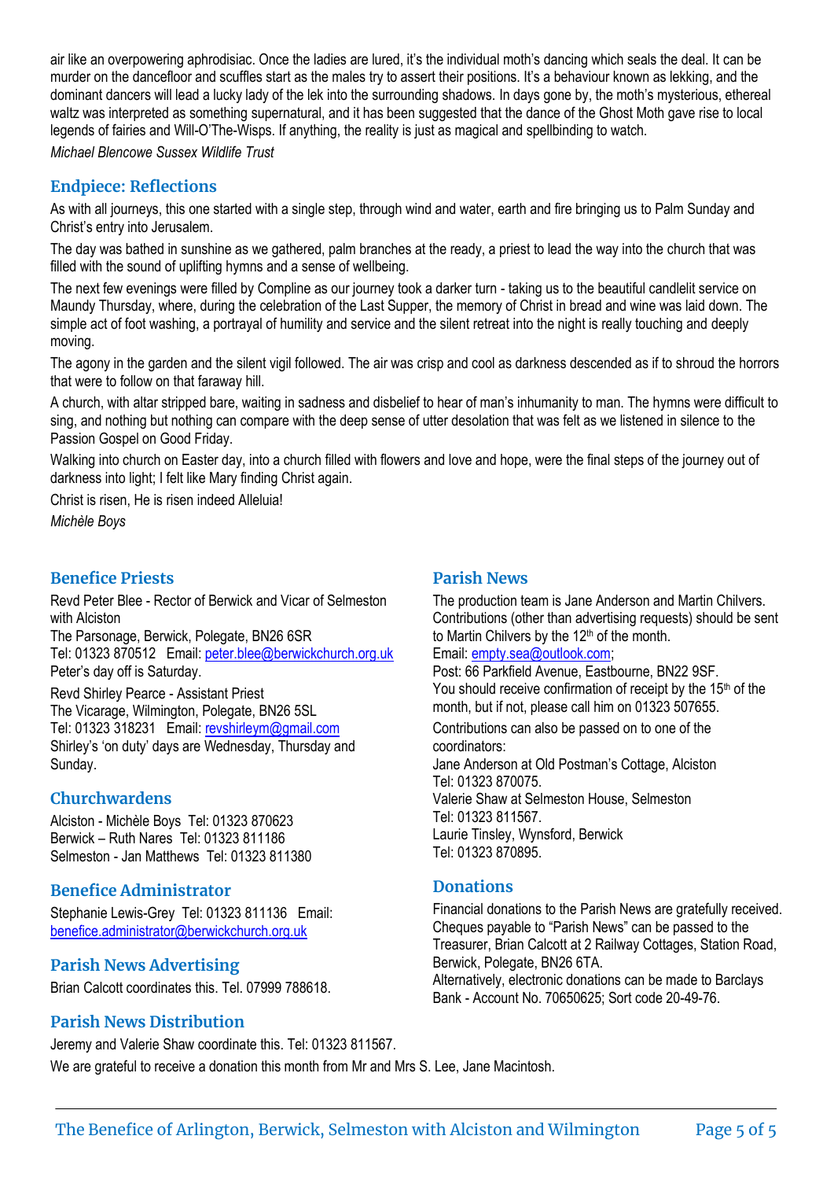air like an overpowering aphrodisiac. Once the ladies are lured, it's the individual moth's dancing which seals the deal. It can be murder on the dancefloor and scuffles start as the males try to assert their positions. It's a behaviour known as lekking, and the dominant dancers will lead a lucky lady of the lek into the surrounding shadows. In days gone by, the moth's mysterious, ethereal waltz was interpreted as something supernatural, and it has been suggested that the dance of the Ghost Moth gave rise to local legends of fairies and Will-O'The-Wisps. If anything, the reality is just as magical and spellbinding to watch.

*Michael Blencowe Sussex Wildlife Trust*

## Endpiece: Reflections

As with all journeys, this one started with a single step, through wind and water, earth and fire bringing us to Palm Sunday and Christ's entry into Jerusalem.

The day was bathed in sunshine as we gathered, palm branches at the ready, a priest to lead the way into the church that was filled with the sound of uplifting hymns and a sense of wellbeing.

The next few evenings were filled by Compline as our journey took a darker turn - taking us to the beautiful candlelit service on Maundy Thursday, where, during the celebration of the Last Supper, the memory of Christ in bread and wine was laid down. The simple act of foot washing, a portrayal of humility and service and the silent retreat into the night is really touching and deeply moving.

The agony in the garden and the silent vigil followed. The air was crisp and cool as darkness descended as if to shroud the horrors that were to follow on that faraway hill.

A church, with altar stripped bare, waiting in sadness and disbelief to hear of man's inhumanity to man. The hymns were difficult to sing, and nothing but nothing can compare with the deep sense of utter desolation that was felt as we listened in silence to the Passion Gospel on Good Friday.

Walking into church on Easter day, into a church filled with flowers and love and hope, were the final steps of the journey out of darkness into light; I felt like Mary finding Christ again.

Christ is risen, He is risen indeed Alleluia!

*Michèle Boys*

## Benefice Priests

Revd Peter Blee - Rector of Berwick and Vicar of Selmeston with Alciston
The Parsonage, Berwick, Polegate, BN26 6SR
Tel: 01323 870512 Email: peter.blee@berwickchurch.org.uk
Peter's day off is Saturday.

Revd Shirley Pearce - Assistant Priest
The Vicarage, Wilmington, Polegate, BN26 5SL
Tel: 01323 318231 Email: revshirleym@gmail.com
Shirley's 'on duty' days are Wednesday, Thursday and Sunday.

## Churchwardens

Alciston - Michèle Boys Tel: 01323 870623
Berwick – Ruth Nares Tel: 01323 811186
Selmeston - Jan Matthews Tel: 01323 811380

## Benefice Administrator

Stephanie Lewis-Grey Tel: 01323 811136 Email: benefice.administrator@berwickchurch.org.uk

## Parish News Advertising

Brian Calcott coordinates this. Tel. 07999 788618.

## Parish News Distribution

Jeremy and Valerie Shaw coordinate this. Tel: 01323 811567.

## Parish News

The production team is Jane Anderson and Martin Chilvers. Contributions (other than advertising requests) should be sent to Martin Chilvers by the 12th of the month.
Email: empty.sea@outlook.com;
Post: 66 Parkfield Avenue, Eastbourne, BN22 9SF.
You should receive confirmation of receipt by the 15th of the month, but if not, please call him on 01323 507655.

Contributions can also be passed on to one of the coordinators:
Jane Anderson at Old Postman's Cottage, Alciston
Tel: 01323 870075.
Valerie Shaw at Selmeston House, Selmeston
Tel: 01323 811567.
Laurie Tinsley, Wynsford, Berwick
Tel: 01323 870895.

## Donations

Financial donations to the Parish News are gratefully received. Cheques payable to "Parish News" can be passed to the Treasurer, Brian Calcott at 2 Railway Cottages, Station Road, Berwick, Polegate, BN26 6TA.
Alternatively, electronic donations can be made to Barclays Bank - Account No. 70650625; Sort code 20-49-76.

We are grateful to receive a donation this month from Mr and Mrs S. Lee, Jane Macintosh.